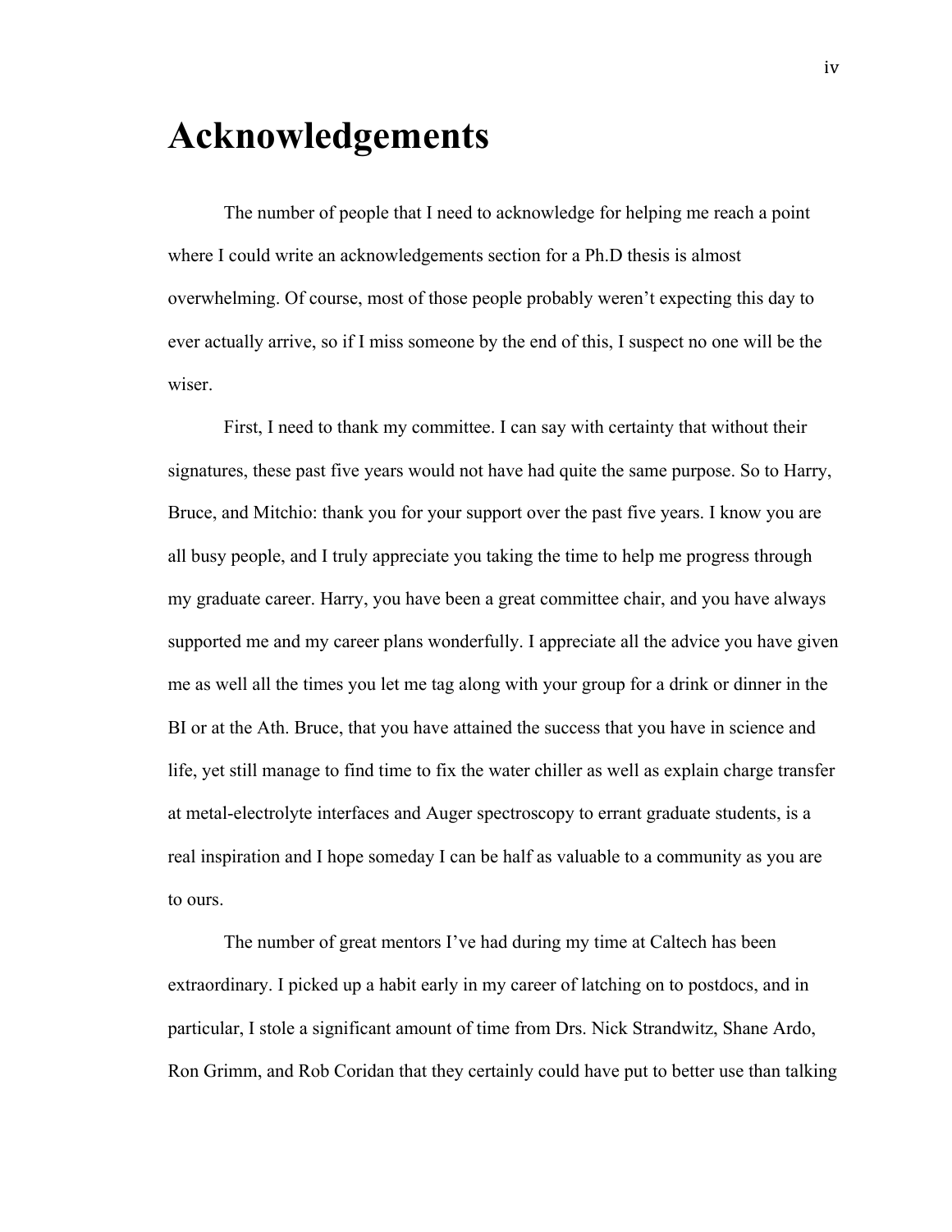# Acknowledgements

The number of people that I need to acknowledge for helping me reach a point where I could write an acknowledgements section for a Ph.D thesis is almost overwhelming. Of course, most of those people probably weren't expecting this day to ever actually arrive, so if I miss someone by the end of this, I suspect no one will be the wiser.

First, I need to thank my committee. I can say with certainty that without their signatures, these past five years would not have had quite the same purpose. So to Harry, Bruce, and Mitchio: thank you for your support over the past five years. I know you are all busy people, and I truly appreciate you taking the time to help me progress through my graduate career. Harry, you have been a great committee chair, and you have always supported me and my career plans wonderfully. I appreciate all the advice you have given me as well all the times you let me tag along with your group for a drink or dinner in the BI or at the Ath. Bruce, that you have attained the success that you have in science and life, yet still manage to find time to fix the water chiller as well as explain charge transfer at metal-electrolyte interfaces and Auger spectroscopy to errant graduate students, is a real inspiration and I hope someday I can be half as valuable to a community as you are to ours.

The number of great mentors I've had during my time at Caltech has been extraordinary. I picked up a habit early in my career of latching on to postdocs, and in particular, I stole a significant amount of time from Drs. Nick Strandwitz, Shane Ardo, Ron Grimm, and Rob Coridan that they certainly could have put to better use than talking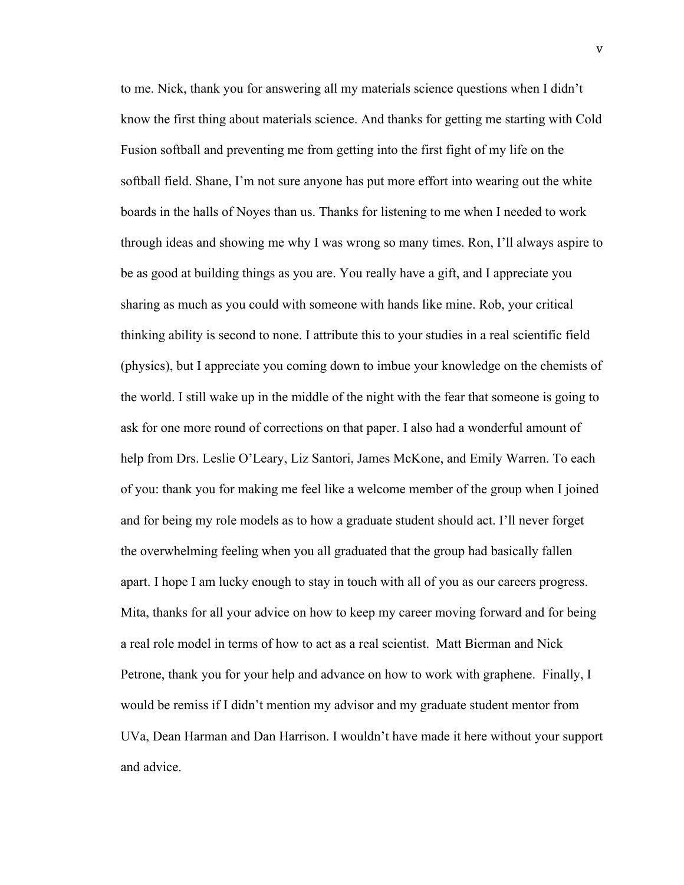to me. Nick, thank you for answering all my materials science questions when I didn't know the first thing about materials science. And thanks for getting me starting with Cold Fusion softball and preventing me from getting into the first fight of my life on the softball field. Shane, I'm not sure anyone has put more effort into wearing out the white boards in the halls of Noyes than us. Thanks for listening to me when I needed to work through ideas and showing me why I was wrong so many times. Ron, I'll always aspire to be as good at building things as you are. You really have a gift, and I appreciate you sharing as much as you could with someone with hands like mine. Rob, your critical thinking ability is second to none. I attribute this to your studies in a real scientific field (physics), but I appreciate you coming down to imbue your knowledge on the chemists of the world. I still wake up in the middle of the night with the fear that someone is going to ask for one more round of corrections on that paper. I also had a wonderful amount of help from Drs. Leslie O'Leary, Liz Santori, James McKone, and Emily Warren. To each of you: thank you for making me feel like a welcome member of the group when I joined and for being my role models as to how a graduate student should act. I'll never forget the overwhelming feeling when you all graduated that the group had basically fallen apart. I hope I am lucky enough to stay in touch with all of you as our careers progress. Mita, thanks for all your advice on how to keep my career moving forward and for being a real role model in terms of how to act as a real scientist. Matt Bierman and Nick Petrone, thank you for your help and advance on how to work with graphene. Finally, I would be remiss if I didn't mention my advisor and my graduate student mentor from UVa, Dean Harman and Dan Harrison. I wouldn't have made it here without your support and advice.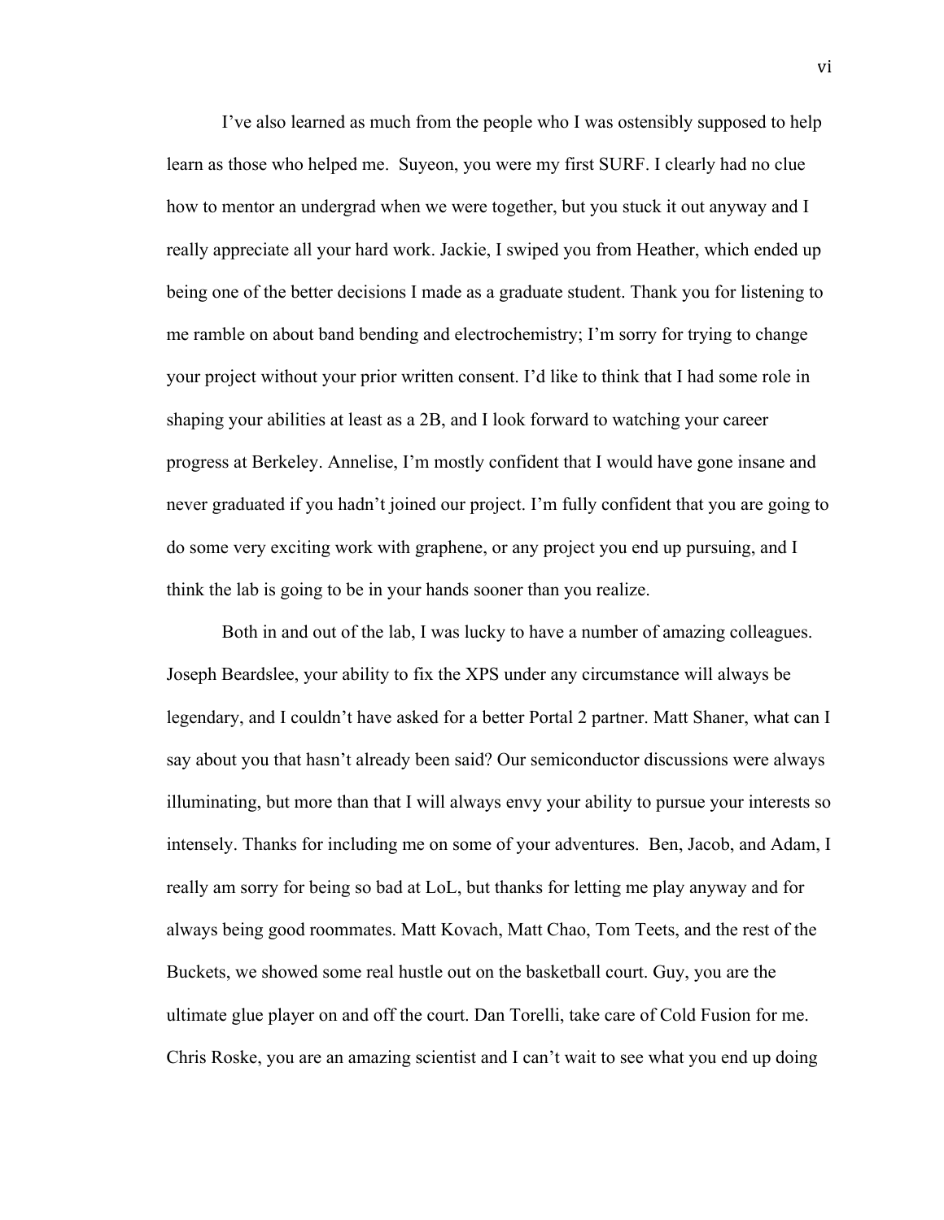I've also learned as much from the people who I was ostensibly supposed to help learn as those who helped me. Suyeon, you were my first SURF. I clearly had no clue how to mentor an undergrad when we were together, but you stuck it out anyway and I really appreciate all your hard work. Jackie, I swiped you from Heather, which ended up being one of the better decisions I made as a graduate student. Thank you for listening to me ramble on about band bending and electrochemistry; I'm sorry for trying to change your project without your prior written consent. I'd like to think that I had some role in shaping your abilities at least as a 2B, and I look forward to watching your career progress at Berkeley. Annelise, I'm mostly confident that I would have gone insane and never graduated if you hadn't joined our project. I'm fully confident that you are going to do some very exciting work with graphene, or any project you end up pursuing, and I think the lab is going to be in your hands sooner than you realize.

Both in and out of the lab, I was lucky to have a number of amazing colleagues. Joseph Beardslee, your ability to fix the XPS under any circumstance will always be legendary, and I couldn't have asked for a better Portal 2 partner. Matt Shaner, what can I say about you that hasn't already been said? Our semiconductor discussions were always illuminating, but more than that I will always envy your ability to pursue your interests so intensely. Thanks for including me on some of your adventures. Ben, Jacob, and Adam, I really am sorry for being so bad at LoL, but thanks for letting me play anyway and for always being good roommates. Matt Kovach, Matt Chao, Tom Teets, and the rest of the Buckets, we showed some real hustle out on the basketball court. Guy, you are the ultimate glue player on and off the court. Dan Torelli, take care of Cold Fusion for me. Chris Roske, you are an amazing scientist and I can't wait to see what you end up doing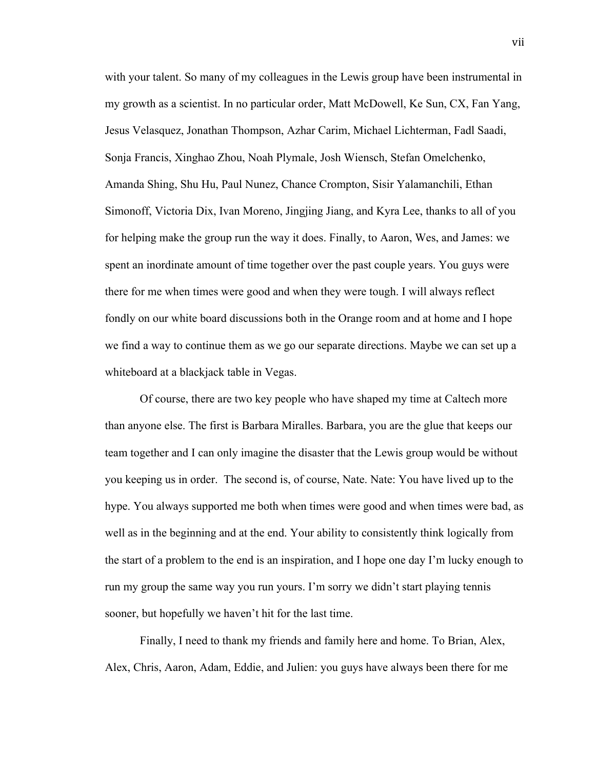with your talent. So many of my colleagues in the Lewis group have been instrumental in my growth as a scientist. In no particular order, Matt McDowell, Ke Sun, CX, Fan Yang, Jesus Velasquez, Jonathan Thompson, Azhar Carim, Michael Lichterman, Fadl Saadi, Sonja Francis, Xinghao Zhou, Noah Plymale, Josh Wiensch, Stefan Omelchenko, Amanda Shing, Shu Hu, Paul Nunez, Chance Crompton, Sisir Yalamanchili, Ethan Simonoff, Victoria Dix, Ivan Moreno, Jingjing Jiang, and Kyra Lee, thanks to all of you for helping make the group run the way it does. Finally, to Aaron, Wes, and James: we spent an inordinate amount of time together over the past couple years. You guys were there for me when times were good and when they were tough. I will always reflect fondly on our white board discussions both in the Orange room and at home and I hope we find a way to continue them as we go our separate directions. Maybe we can set up a whiteboard at a blackjack table in Vegas.

Of course, there are two key people who have shaped my time at Caltech more than anyone else. The first is Barbara Miralles. Barbara, you are the glue that keeps our team together and I can only imagine the disaster that the Lewis group would be without you keeping us in order. The second is, of course, Nate. Nate: You have lived up to the hype. You always supported me both when times were good and when times were bad, as well as in the beginning and at the end. Your ability to consistently think logically from the start of a problem to the end is an inspiration, and I hope one day I'm lucky enough to run my group the same way you run yours. I'm sorry we didn't start playing tennis sooner, but hopefully we haven't hit for the last time.

Finally, I need to thank my friends and family here and home. To Brian, Alex, Alex, Chris, Aaron, Adam, Eddie, and Julien: you guys have always been there for me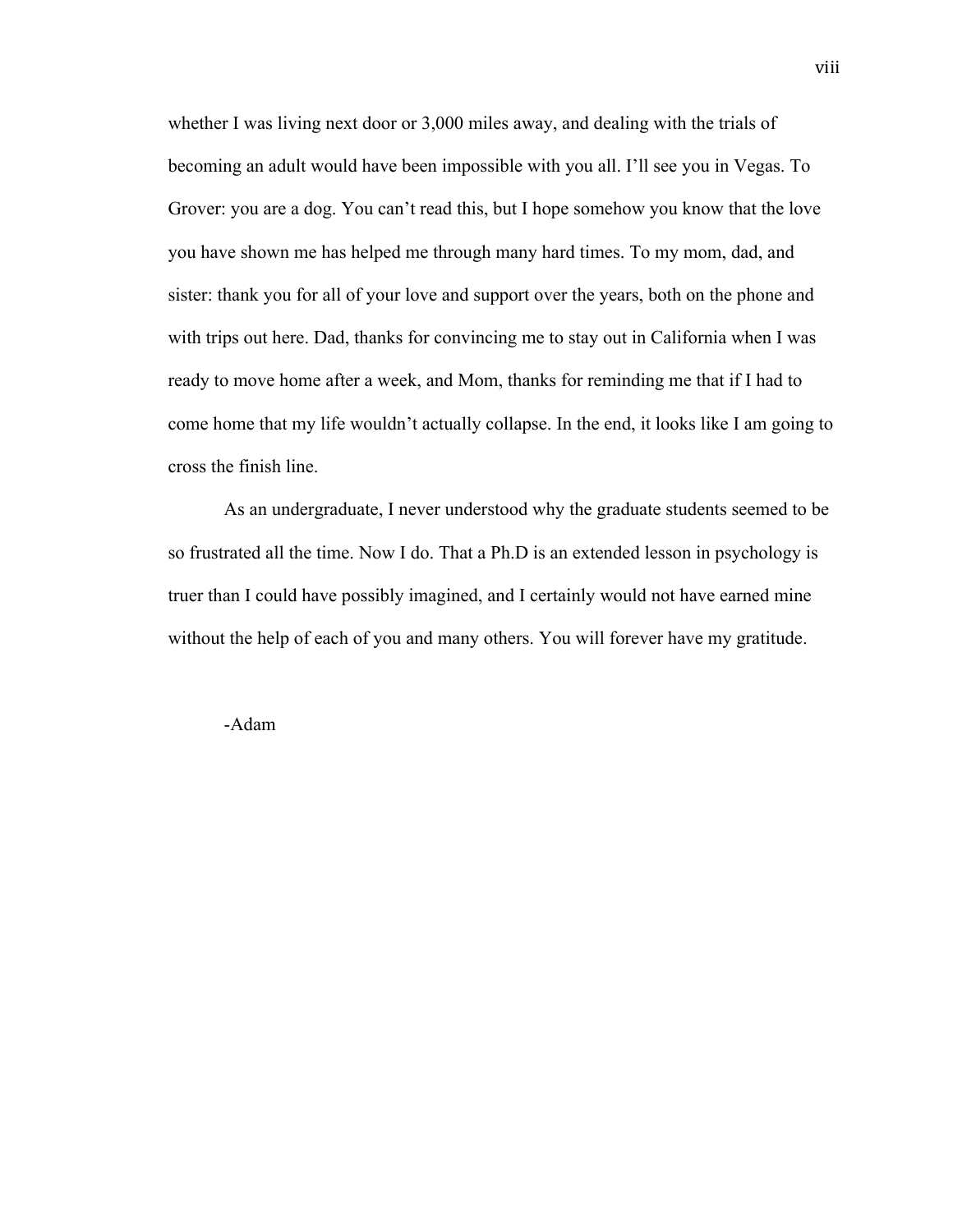whether I was living next door or 3,000 miles away, and dealing with the trials of becoming an adult would have been impossible with you all. I'll see you in Vegas. To Grover: you are a dog. You can't read this, but I hope somehow you know that the love you have shown me has helped me through many hard times. To my mom, dad, and sister: thank you for all of your love and support over the years, both on the phone and with trips out here. Dad, thanks for convincing me to stay out in California when I was ready to move home after a week, and Mom, thanks for reminding me that if I had to come home that my life wouldn't actually collapse. In the end, it looks like I am going to cross the finish line.

As an undergraduate, I never understood why the graduate students seemed to be so frustrated all the time. Now I do. That a Ph.D is an extended lesson in psychology is truer than I could have possibly imagined, and I certainly would not have earned mine without the help of each of you and many others. You will forever have my gratitude.

-Adam